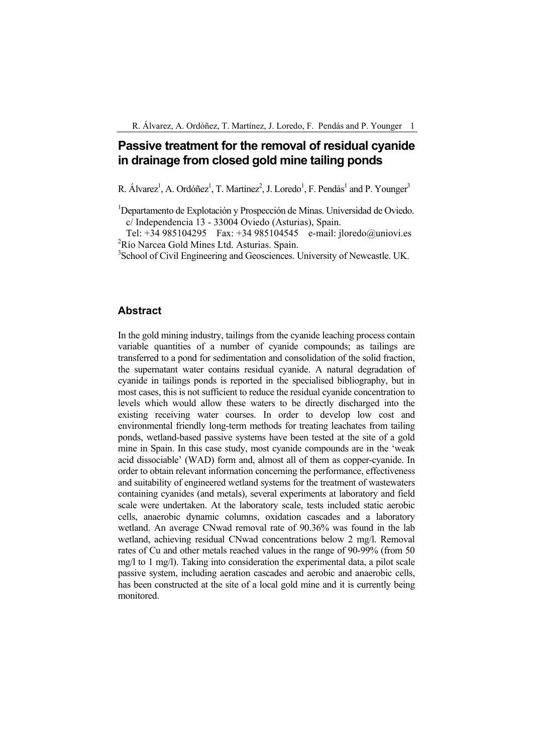# Passive treatment for the removal of residual cyanide in drainage from closed gold mine tailing ponds

R. Álvarez[1], A. Ordóñez[1], T. Martínez[2], J. Loredo[1], F. Pendás[1] and P. Younger[3]

[1]Departamento de Explotación y Prospección de Minas. Universidad de Oviedo. c/ Independencia 13 - 33004 Oviedo (Asturias), Spain.
Tel: +34 985104295 Fax: +34 985104545 e-mail: jloredo@uniovi.es

[2]Río Narcea Gold Mines Ltd. Asturias. Spain.

[3]School of Civil Engineering and Geosciences. University of Newcastle. UK.

## Abstract

In the gold mining industry, tailings from the cyanide leaching process contain variable quantities of a number of cyanide compounds; as tailings are transferred to a pond for sedimentation and consolidation of the solid fraction, the supernatant water contains residual cyanide. A natural degradation of cyanide in tailings ponds is reported in the specialised bibliography, but in most cases, this is not sufficient to reduce the residual cyanide concentration to levels which would allow these waters to be directly discharged into the existing receiving water courses. In order to develop low cost and environmental friendly long-term methods for treating leachates from tailing ponds, wetland-based passive systems have been tested at the site of a gold mine in Spain. In this case study, most cyanide compounds are in the 'weak acid dissociable' (WAD) form and, almost all of them as copper-cyanide. In order to obtain relevant information concerning the performance, effectiveness and suitability of engineered wetland systems for the treatment of wastewaters containing cyanides (and metals), several experiments at laboratory and field scale were undertaken. At the laboratory scale, tests included static aerobic cells, anaerobic dynamic columns, oxidation cascades and a laboratory wetland. An average CNwad removal rate of 90.36% was found in the lab wetland, achieving residual CNwad concentrations below 2 mg/l. Removal rates of Cu and other metals reached values in the range of 90-99% (from 50 mg/l to 1 mg/l). Taking into consideration the experimental data, a pilot scale passive system, including aeration cascades and aerobic and anaerobic cells, has been constructed at the site of a local gold mine and it is currently being monitored.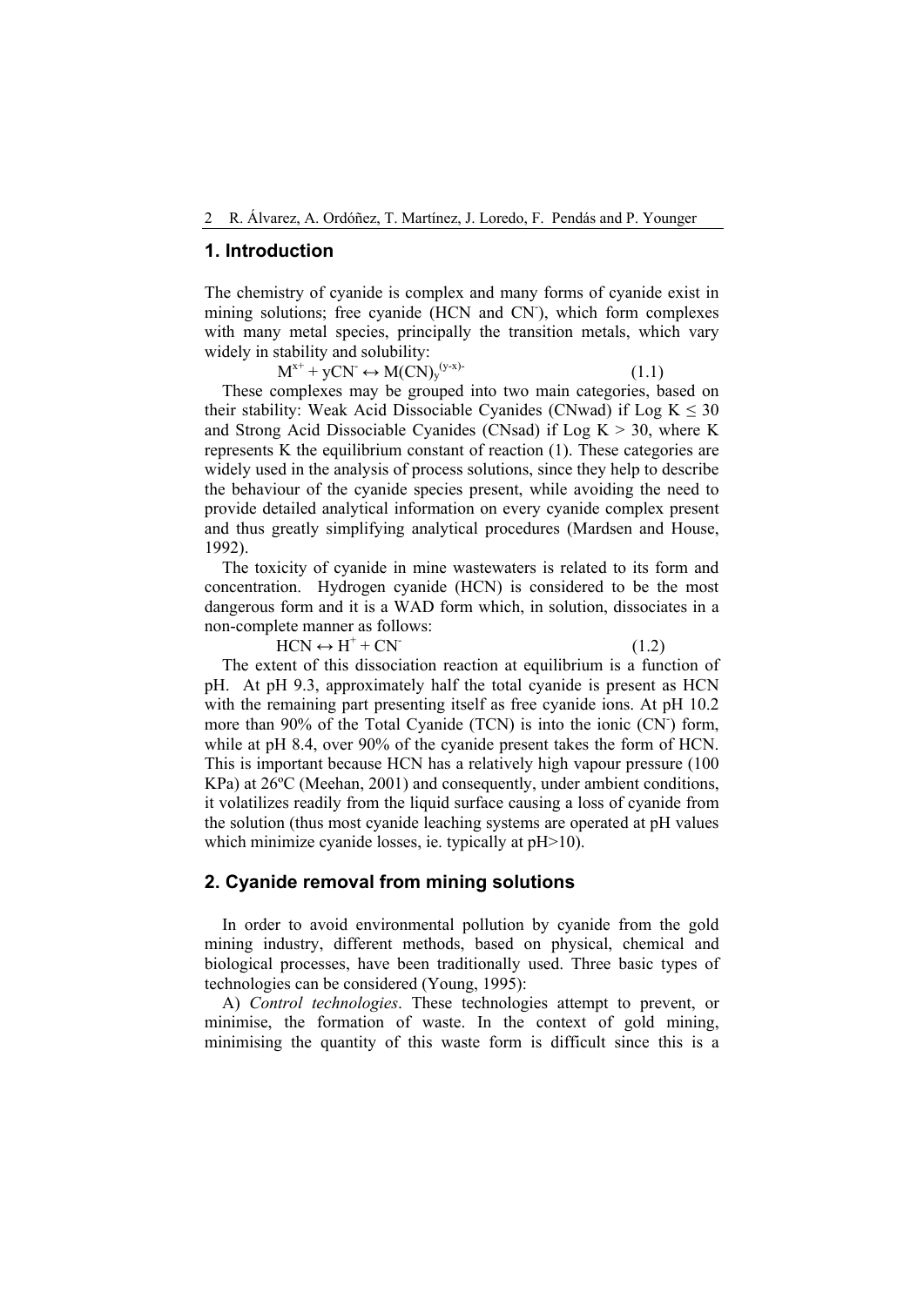## 1. Introduction

The chemistry of cyanide is complex and many forms of cyanide exist in mining solutions; free cyanide (HCN and $CN^-$), which form complexes with many metal species, principally the transition metals, which vary widely in stability and solubility:

$$M^{x+} + yCN^- \leftrightarrow M(CN)_y^{(y-x)-} \qquad (1.1)$$

These complexes may be grouped into two main categories, based on their stability: Weak Acid Dissociable Cyanides (CNwad) if Log K ≤ 30 and Strong Acid Dissociable Cyanides (CNsad) if Log K > 30, where K represents K the equilibrium constant of reaction (1). These categories are widely used in the analysis of process solutions, since they help to describe the behaviour of the cyanide species present, while avoiding the need to provide detailed analytical information on every cyanide complex present and thus greatly simplifying analytical procedures (Mardsen and House, 1992).

The toxicity of cyanide in mine wastewaters is related to its form and concentration. Hydrogen cyanide (HCN) is considered to be the most dangerous form and it is a WAD form which, in solution, dissociates in a non-complete manner as follows:

$$HCN \leftrightarrow H^+ + CN^- \qquad (1.2)$$

The extent of this dissociation reaction at equilibrium is a function of pH. At pH 9.3, approximately half the total cyanide is present as HCN with the remaining part presenting itself as free cyanide ions. At pH 10.2 more than 90% of the Total Cyanide (TCN) is into the ionic ($CN^-$) form, while at pH 8.4, over 90% of the cyanide present takes the form of HCN. This is important because HCN has a relatively high vapour pressure (100 KPa) at 26ºC (Meehan, 2001) and consequently, under ambient conditions, it volatilizes readily from the liquid surface causing a loss of cyanide from the solution (thus most cyanide leaching systems are operated at pH values which minimize cyanide losses, ie. typically at pH>10).

## 2. Cyanide removal from mining solutions

In order to avoid environmental pollution by cyanide from the gold mining industry, different methods, based on physical, chemical and biological processes, have been traditionally used. Three basic types of technologies can be considered (Young, 1995):

A) *Control technologies*. These technologies attempt to prevent, or minimise, the formation of waste. In the context of gold mining, minimising the quantity of this waste form is difficult since this is a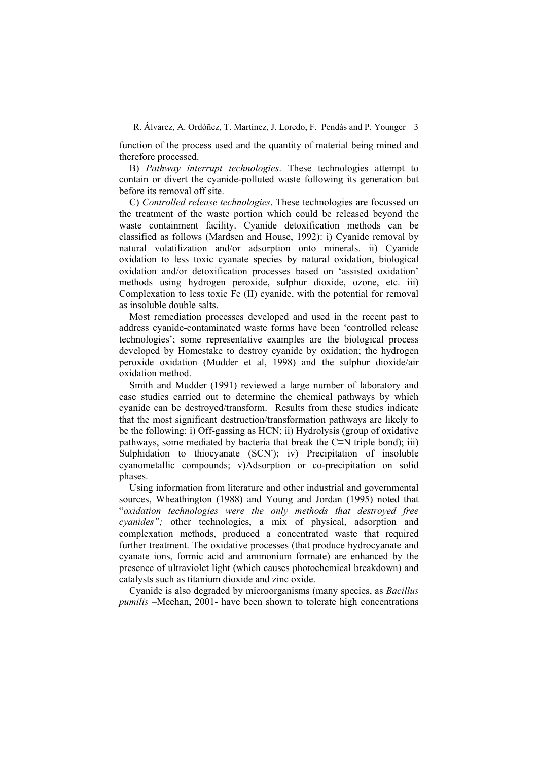function of the process used and the quantity of material being mined and therefore processed.

B) *Pathway interrupt technologies*. These technologies attempt to contain or divert the cyanide-polluted waste following its generation but before its removal off site.

C) *Controlled release technologies*. These technologies are focussed on the treatment of the waste portion which could be released beyond the waste containment facility. Cyanide detoxification methods can be classified as follows (Mardsen and House, 1992): i) Cyanide removal by natural volatilization and/or adsorption onto minerals. ii) Cyanide oxidation to less toxic cyanate species by natural oxidation, biological oxidation and/or detoxification processes based on 'assisted oxidation' methods using hydrogen peroxide, sulphur dioxide, ozone, etc. iii) Complexation to less toxic Fe (II) cyanide, with the potential for removal as insoluble double salts.

Most remediation processes developed and used in the recent past to address cyanide-contaminated waste forms have been 'controlled release technologies'; some representative examples are the biological process developed by Homestake to destroy cyanide by oxidation; the hydrogen peroxide oxidation (Mudder et al, 1998) and the sulphur dioxide/air oxidation method.

Smith and Mudder (1991) reviewed a large number of laboratory and case studies carried out to determine the chemical pathways by which cyanide can be destroyed/transform. Results from these studies indicate that the most significant destruction/transformation pathways are likely to be the following: i) Off-gassing as HCN; ii) Hydrolysis (group of oxidative pathways, some mediated by bacteria that break the C≡N triple bond); iii) Sulphidation to thiocyanate ($SCN^-$); iv) Precipitation of insoluble cyanometallic compounds; v)Adsorption or co-precipitation on solid phases.

Using information from literature and other industrial and governmental sources, Wheathington (1988) and Young and Jordan (1995) noted that "*oxidation technologies were the only methods that destroyed free cyanides";* other technologies, a mix of physical, adsorption and complexation methods, produced a concentrated waste that required further treatment. The oxidative processes (that produce hydrocyanate and cyanate ions, formic acid and ammonium formate) are enhanced by the presence of ultraviolet light (which causes photochemical breakdown) and catalysts such as titanium dioxide and zinc oxide.

Cyanide is also degraded by microorganisms (many species, as *Bacillus pumilis* –Meehan, 2001- have been shown to tolerate high concentrations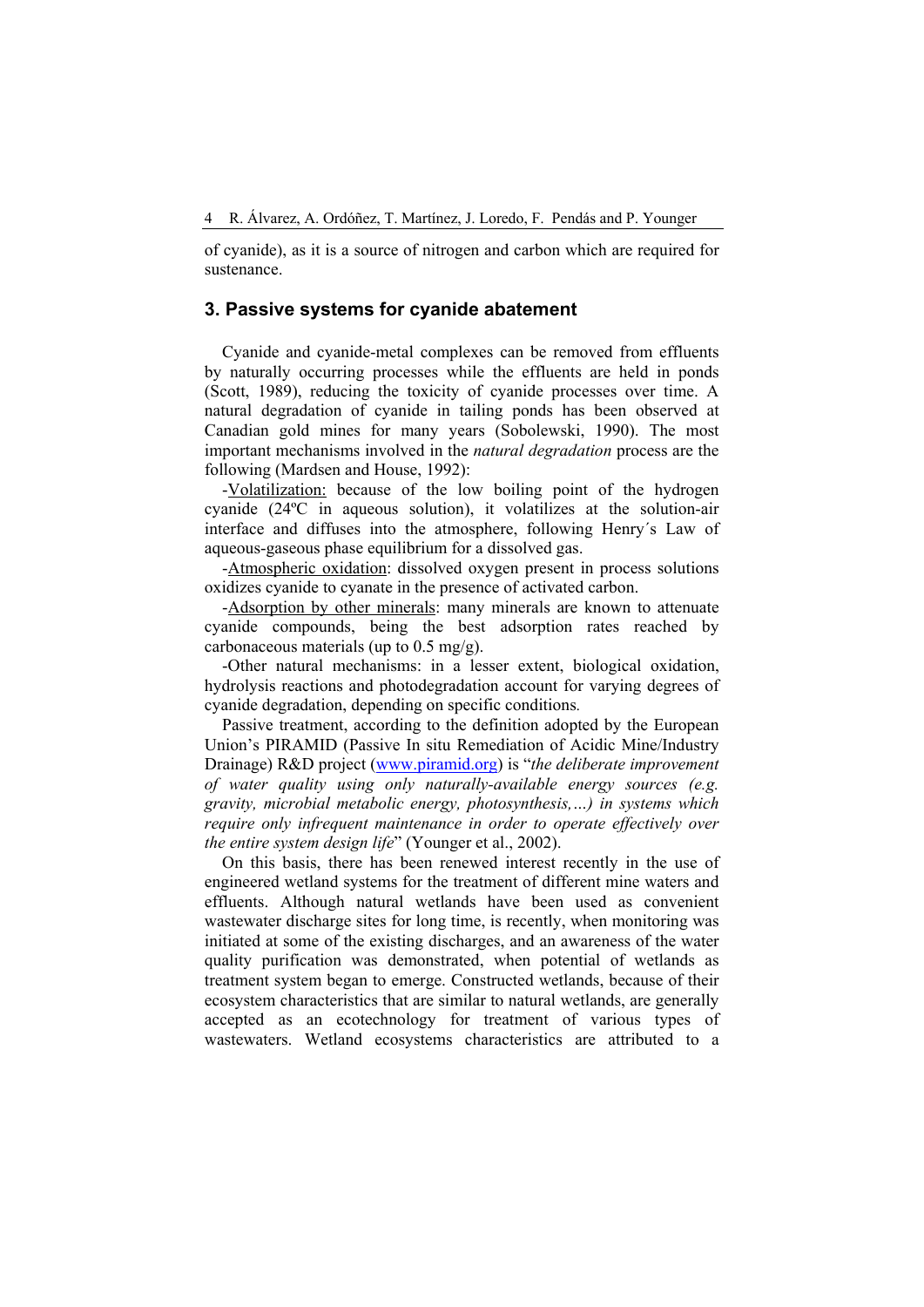of cyanide), as it is a source of nitrogen and carbon which are required for sustenance.

## 3. Passive systems for cyanide abatement

Cyanide and cyanide-metal complexes can be removed from effluents by naturally occurring processes while the effluents are held in ponds (Scott, 1989), reducing the toxicity of cyanide processes over time. A natural degradation of cyanide in tailing ponds has been observed at Canadian gold mines for many years (Sobolewski, 1990). The most important mechanisms involved in the *natural degradation* process are the following (Mardsen and House, 1992):

-Volatilization: because of the low boiling point of the hydrogen cyanide (24ºC in aqueous solution), it volatilizes at the solution-air interface and diffuses into the atmosphere, following Henry´s Law of aqueous-gaseous phase equilibrium for a dissolved gas.

-Atmospheric oxidation: dissolved oxygen present in process solutions oxidizes cyanide to cyanate in the presence of activated carbon.

-Adsorption by other minerals: many minerals are known to attenuate cyanide compounds, being the best adsorption rates reached by carbonaceous materials (up to 0.5 mg/g).

-Other natural mechanisms: in a lesser extent, biological oxidation, hydrolysis reactions and photodegradation account for varying degrees of cyanide degradation, depending on specific conditions.

Passive treatment, according to the definition adopted by the European Union's PIRAMID (Passive In situ Remediation of Acidic Mine/Industry Drainage) R&D project (www.piramid.org) is "*the deliberate improvement of water quality using only naturally-available energy sources (e.g. gravity, microbial metabolic energy, photosynthesis,…) in systems which require only infrequent maintenance in order to operate effectively over the entire system design life*" (Younger et al., 2002).

On this basis, there has been renewed interest recently in the use of engineered wetland systems for the treatment of different mine waters and effluents. Although natural wetlands have been used as convenient wastewater discharge sites for long time, is recently, when monitoring was initiated at some of the existing discharges, and an awareness of the water quality purification was demonstrated, when potential of wetlands as treatment system began to emerge. Constructed wetlands, because of their ecosystem characteristics that are similar to natural wetlands, are generally accepted as an ecotechnology for treatment of various types of wastewaters. Wetland ecosystems characteristics are attributed to a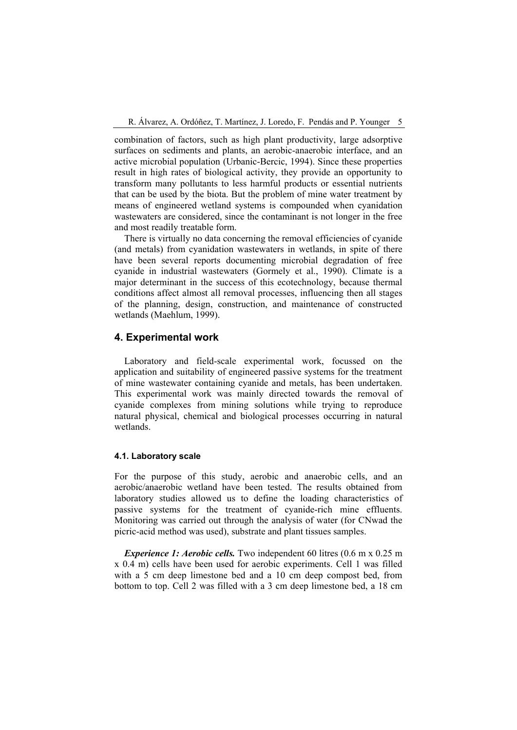combination of factors, such as high plant productivity, large adsorptive surfaces on sediments and plants, an aerobic-anaerobic interface, and an active microbial population (Urbanic-Bercic, 1994). Since these properties result in high rates of biological activity, they provide an opportunity to transform many pollutants to less harmful products or essential nutrients that can be used by the biota. But the problem of mine water treatment by means of engineered wetland systems is compounded when cyanidation wastewaters are considered, since the contaminant is not longer in the free and most readily treatable form.

There is virtually no data concerning the removal efficiencies of cyanide (and metals) from cyanidation wastewaters in wetlands, in spite of there have been several reports documenting microbial degradation of free cyanide in industrial wastewaters (Gormely et al., 1990). Climate is a major determinant in the success of this ecotechnology, because thermal conditions affect almost all removal processes, influencing then all stages of the planning, design, construction, and maintenance of constructed wetlands (Maehlum, 1999).

## 4. Experimental work

Laboratory and field-scale experimental work, focussed on the application and suitability of engineered passive systems for the treatment of mine wastewater containing cyanide and metals, has been undertaken. This experimental work was mainly directed towards the removal of cyanide complexes from mining solutions while trying to reproduce natural physical, chemical and biological processes occurring in natural wetlands.

### 4.1. Laboratory scale

For the purpose of this study, aerobic and anaerobic cells, and an aerobic/anaerobic wetland have been tested. The results obtained from laboratory studies allowed us to define the loading characteristics of passive systems for the treatment of cyanide-rich mine effluents. Monitoring was carried out through the analysis of water (for CNwad the picric-acid method was used), substrate and plant tissues samples.

***Experience 1: Aerobic cells.*** Two independent 60 litres (0.6 m x 0.25 m x 0.4 m) cells have been used for aerobic experiments. Cell 1 was filled with a 5 cm deep limestone bed and a 10 cm deep compost bed, from bottom to top. Cell 2 was filled with a 3 cm deep limestone bed, a 18 cm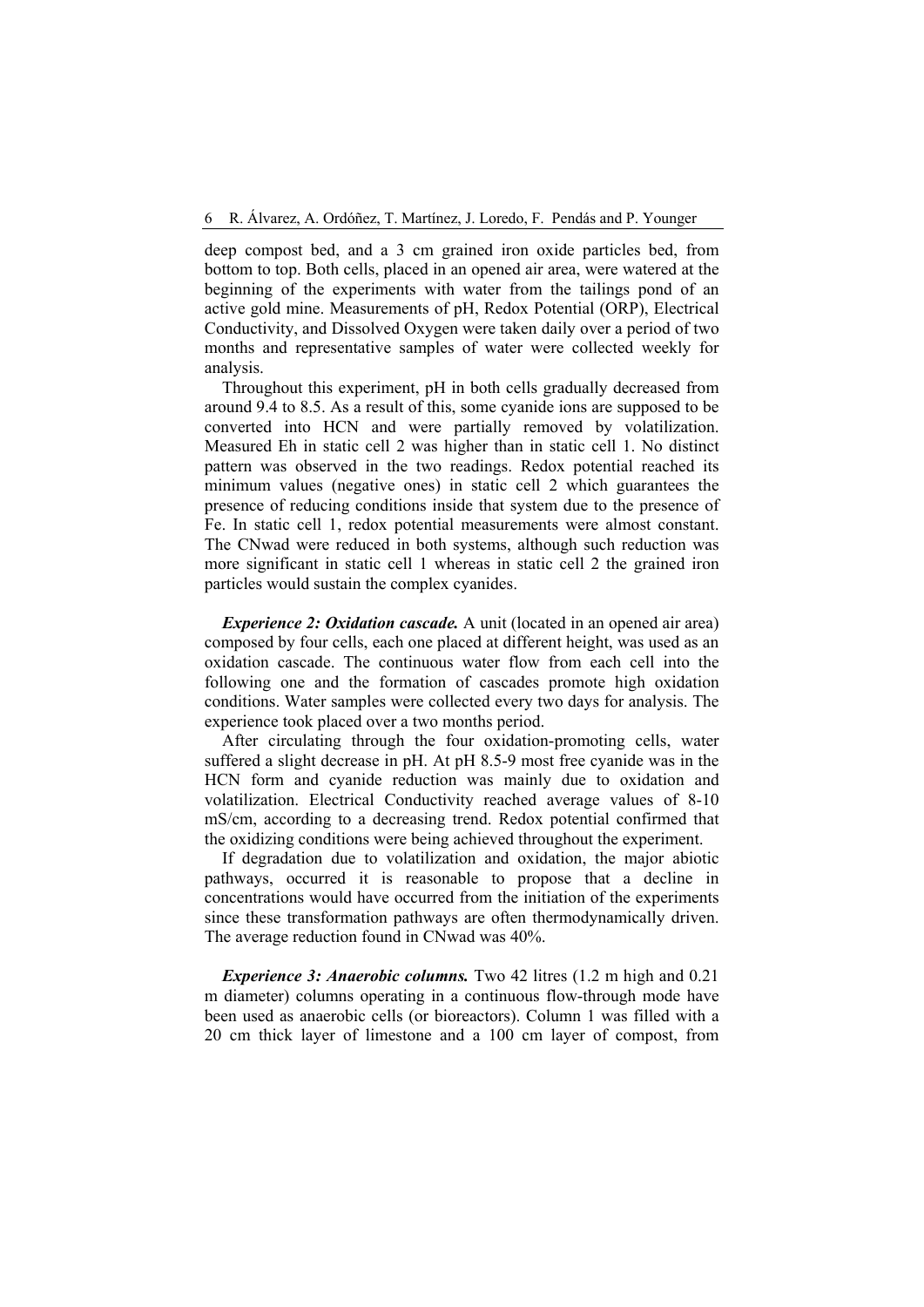deep compost bed, and a 3 cm grained iron oxide particles bed, from bottom to top. Both cells, placed in an opened air area, were watered at the beginning of the experiments with water from the tailings pond of an active gold mine. Measurements of pH, Redox Potential (ORP), Electrical Conductivity, and Dissolved Oxygen were taken daily over a period of two months and representative samples of water were collected weekly for analysis.

Throughout this experiment, pH in both cells gradually decreased from around 9.4 to 8.5. As a result of this, some cyanide ions are supposed to be converted into HCN and were partially removed by volatilization. Measured Eh in static cell 2 was higher than in static cell 1. No distinct pattern was observed in the two readings. Redox potential reached its minimum values (negative ones) in static cell 2 which guarantees the presence of reducing conditions inside that system due to the presence of Fe. In static cell 1, redox potential measurements were almost constant. The CNwad were reduced in both systems, although such reduction was more significant in static cell 1 whereas in static cell 2 the grained iron particles would sustain the complex cyanides.

***Experience 2: Oxidation cascade.*** A unit (located in an opened air area) composed by four cells, each one placed at different height, was used as an oxidation cascade. The continuous water flow from each cell into the following one and the formation of cascades promote high oxidation conditions. Water samples were collected every two days for analysis. The experience took placed over a two months period.

After circulating through the four oxidation-promoting cells, water suffered a slight decrease in pH. At pH 8.5-9 most free cyanide was in the HCN form and cyanide reduction was mainly due to oxidation and volatilization. Electrical Conductivity reached average values of 8-10 mS/cm, according to a decreasing trend. Redox potential confirmed that the oxidizing conditions were being achieved throughout the experiment.

If degradation due to volatilization and oxidation, the major abiotic pathways, occurred it is reasonable to propose that a decline in concentrations would have occurred from the initiation of the experiments since these transformation pathways are often thermodynamically driven. The average reduction found in CNwad was 40%.

***Experience 3: Anaerobic columns.*** Two 42 litres (1.2 m high and 0.21 m diameter) columns operating in a continuous flow-through mode have been used as anaerobic cells (or bioreactors). Column 1 was filled with a 20 cm thick layer of limestone and a 100 cm layer of compost, from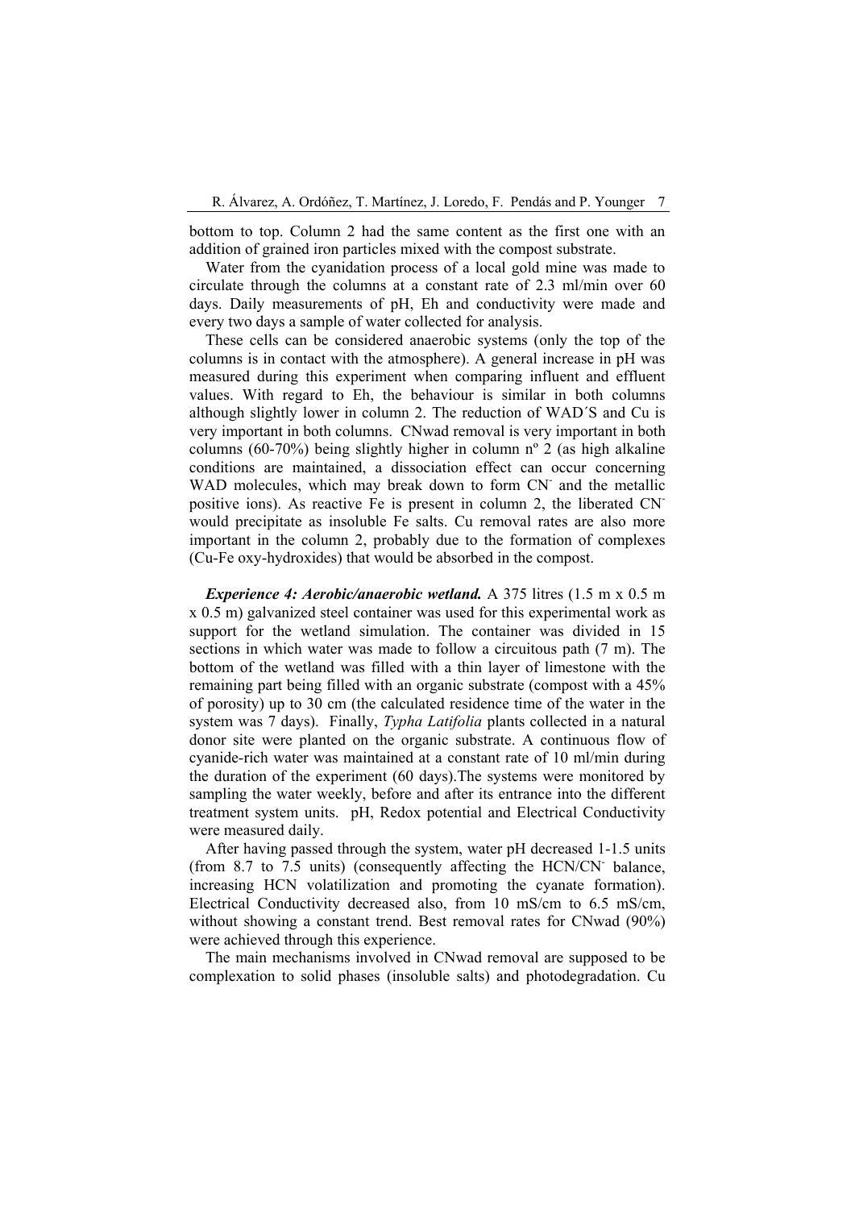bottom to top. Column 2 had the same content as the first one with an addition of grained iron particles mixed with the compost substrate.

Water from the cyanidation process of a local gold mine was made to circulate through the columns at a constant rate of 2.3 ml/min over 60 days. Daily measurements of pH, Eh and conductivity were made and every two days a sample of water collected for analysis.

These cells can be considered anaerobic systems (only the top of the columns is in contact with the atmosphere). A general increase in pH was measured during this experiment when comparing influent and effluent values. With regard to Eh, the behaviour is similar in both columns although slightly lower in column 2. The reduction of WAD´S and Cu is very important in both columns. CNwad removal is very important in both columns (60-70%) being slightly higher in column nº 2 (as high alkaline conditions are maintained, a dissociation effect can occur concerning WAD molecules, which may break down to form $CN^-$ and the metallic positive ions). As reactive Fe is present in column 2, the liberated $CN^-$ would precipitate as insoluble Fe salts. Cu removal rates are also more important in the column 2, probably due to the formation of complexes (Cu-Fe oxy-hydroxides) that would be absorbed in the compost.

***Experience 4: Aerobic/anaerobic wetland.*** A 375 litres (1.5 m x 0.5 m x 0.5 m) galvanized steel container was used for this experimental work as support for the wetland simulation. The container was divided in 15 sections in which water was made to follow a circuitous path (7 m). The bottom of the wetland was filled with a thin layer of limestone with the remaining part being filled with an organic substrate (compost with a 45% of porosity) up to 30 cm (the calculated residence time of the water in the system was 7 days). Finally, *Typha Latifolia* plants collected in a natural donor site were planted on the organic substrate. A continuous flow of cyanide-rich water was maintained at a constant rate of 10 ml/min during the duration of the experiment (60 days).The systems were monitored by sampling the water weekly, before and after its entrance into the different treatment system units. pH, Redox potential and Electrical Conductivity were measured daily.

After having passed through the system, water pH decreased 1-1.5 units (from 8.7 to 7.5 units) (consequently affecting the $HCN/CN^-$ balance, increasing HCN volatilization and promoting the cyanate formation). Electrical Conductivity decreased also, from 10 mS/cm to 6.5 mS/cm, without showing a constant trend. Best removal rates for CNwad (90%) were achieved through this experience.

The main mechanisms involved in CNwad removal are supposed to be complexation to solid phases (insoluble salts) and photodegradation. Cu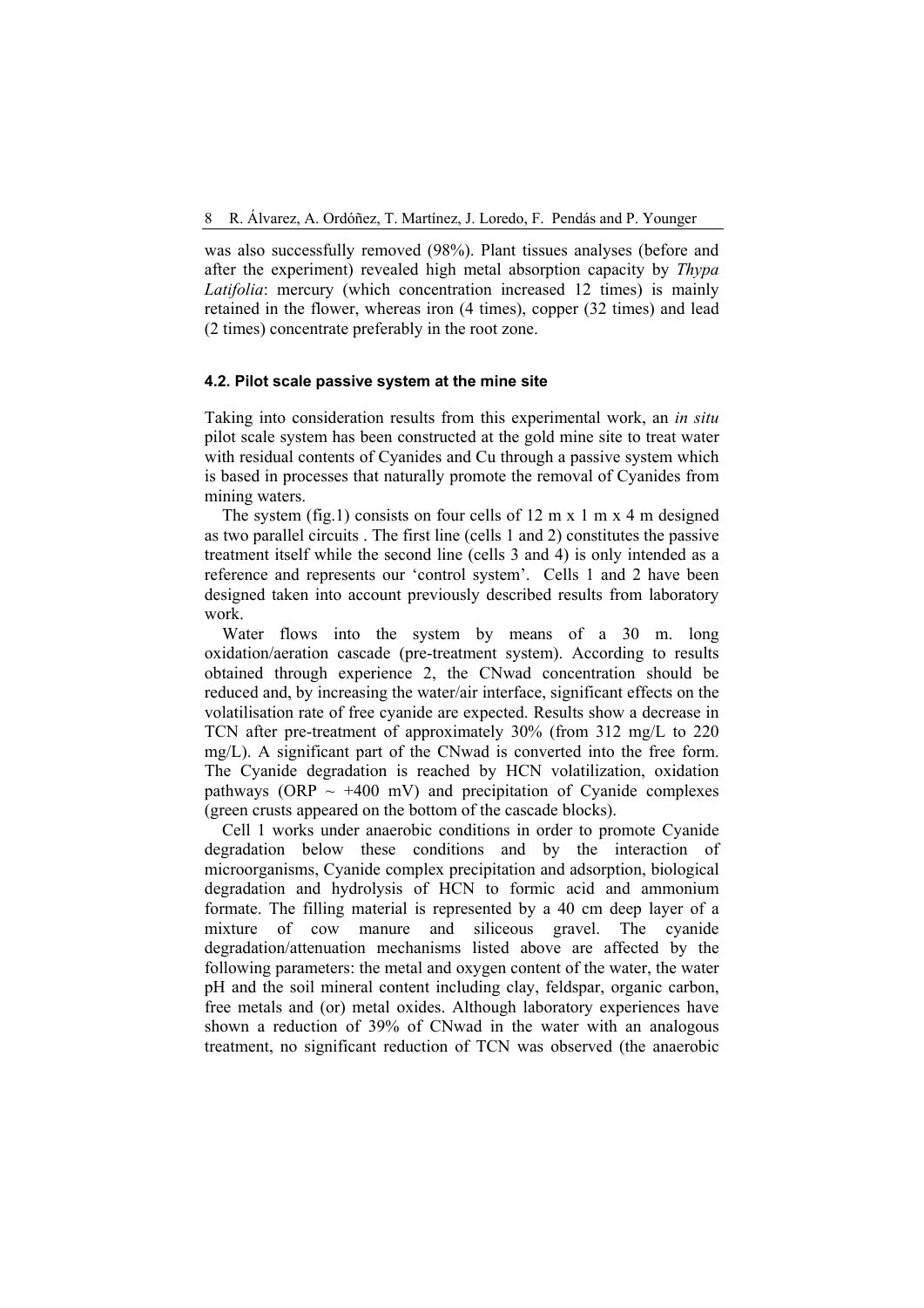was also successfully removed (98%). Plant tissues analyses (before and after the experiment) revealed high metal absorption capacity by *Thypa Latifolia*: mercury (which concentration increased 12 times) is mainly retained in the flower, whereas iron (4 times), copper (32 times) and lead (2 times) concentrate preferably in the root zone.

### 4.2. Pilot scale passive system at the mine site

Taking into consideration results from this experimental work, an *in situ* pilot scale system has been constructed at the gold mine site to treat water with residual contents of Cyanides and Cu through a passive system which is based in processes that naturally promote the removal of Cyanides from mining waters.

The system (fig.1) consists on four cells of 12 m x 1 m x 4 m designed as two parallel circuits . The first line (cells 1 and 2) constitutes the passive treatment itself while the second line (cells 3 and 4) is only intended as a reference and represents our 'control system'. Cells 1 and 2 have been designed taken into account previously described results from laboratory work.

Water flows into the system by means of a 30 m. long oxidation/aeration cascade (pre-treatment system). According to results obtained through experience 2, the CNwad concentration should be reduced and, by increasing the water/air interface, significant effects on the volatilisation rate of free cyanide are expected. Results show a decrease in TCN after pre-treatment of approximately 30% (from 312 mg/L to 220 mg/L). A significant part of the CNwad is converted into the free form. The Cyanide degradation is reached by HCN volatilization, oxidation pathways (ORP ~ +400 mV) and precipitation of Cyanide complexes (green crusts appeared on the bottom of the cascade blocks).

Cell 1 works under anaerobic conditions in order to promote Cyanide degradation below these conditions and by the interaction of microorganisms, Cyanide complex precipitation and adsorption, biological degradation and hydrolysis of HCN to formic acid and ammonium formate. The filling material is represented by a 40 cm deep layer of a mixture of cow manure and siliceous gravel. The cyanide degradation/attenuation mechanisms listed above are affected by the following parameters: the metal and oxygen content of the water, the water pH and the soil mineral content including clay, feldspar, organic carbon, free metals and (or) metal oxides. Although laboratory experiences have shown a reduction of 39% of CNwad in the water with an analogous treatment, no significant reduction of TCN was observed (the anaerobic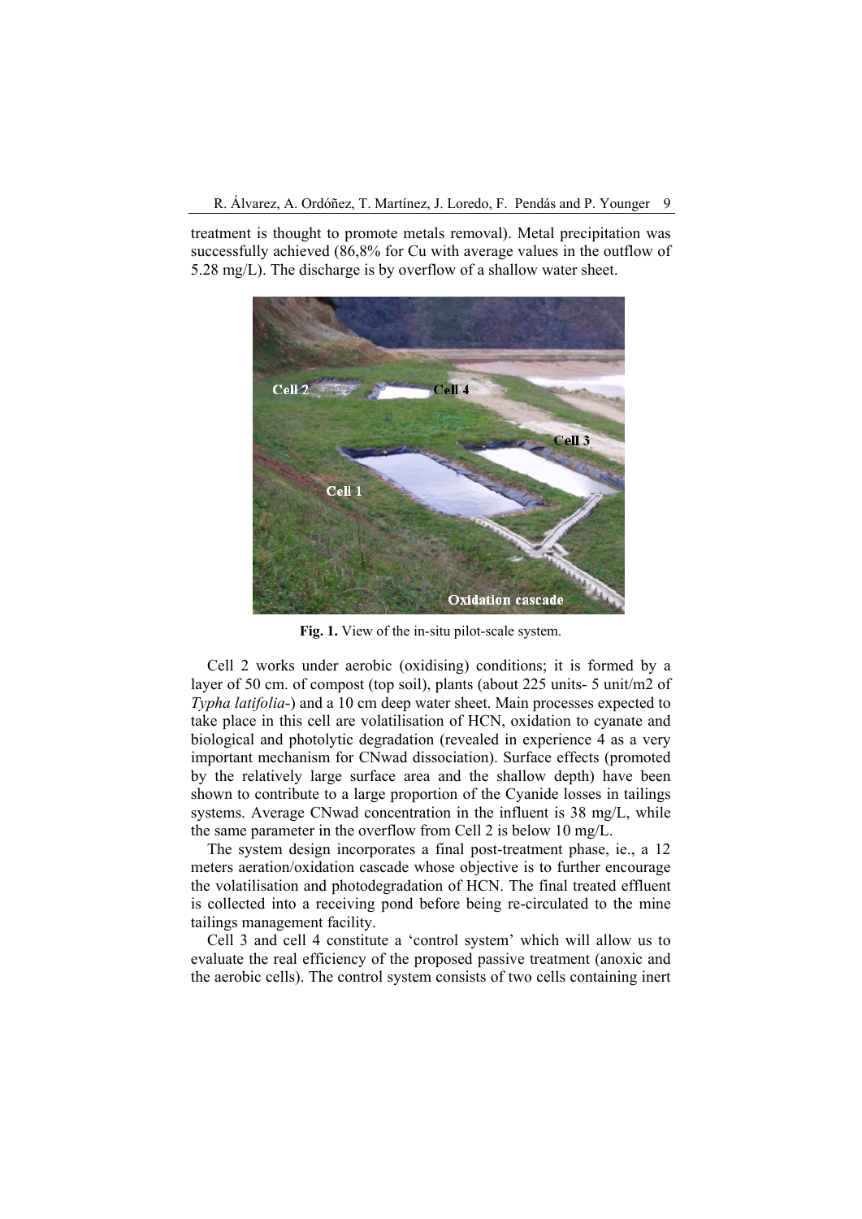treatment is thought to promote metals removal). Metal precipitation was successfully achieved (86,8% for Cu with average values in the outflow of 5.28 mg/L). The discharge is by overflow of a shallow water sheet.

**Fig. 1.** View of the in-situ pilot-scale system.

Cell 2 works under aerobic (oxidising) conditions; it is formed by a layer of 50 cm. of compost (top soil), plants (about 225 units- 5 unit/m2 of *Typha latifolia*-) and a 10 cm deep water sheet. Main processes expected to take place in this cell are volatilisation of HCN, oxidation to cyanate and biological and photolytic degradation (revealed in experience 4 as a very important mechanism for CNwad dissociation). Surface effects (promoted by the relatively large surface area and the shallow depth) have been shown to contribute to a large proportion of the Cyanide losses in tailings systems. Average CNwad concentration in the influent is 38 mg/L, while the same parameter in the overflow from Cell 2 is below 10 mg/L.

The system design incorporates a final post-treatment phase, ie., a 12 meters aeration/oxidation cascade whose objective is to further encourage the volatilisation and photodegradation of HCN. The final treated effluent is collected into a receiving pond before being re-circulated to the mine tailings management facility.

Cell 3 and cell 4 constitute a 'control system' which will allow us to evaluate the real efficiency of the proposed passive treatment (anoxic and the aerobic cells). The control system consists of two cells containing inert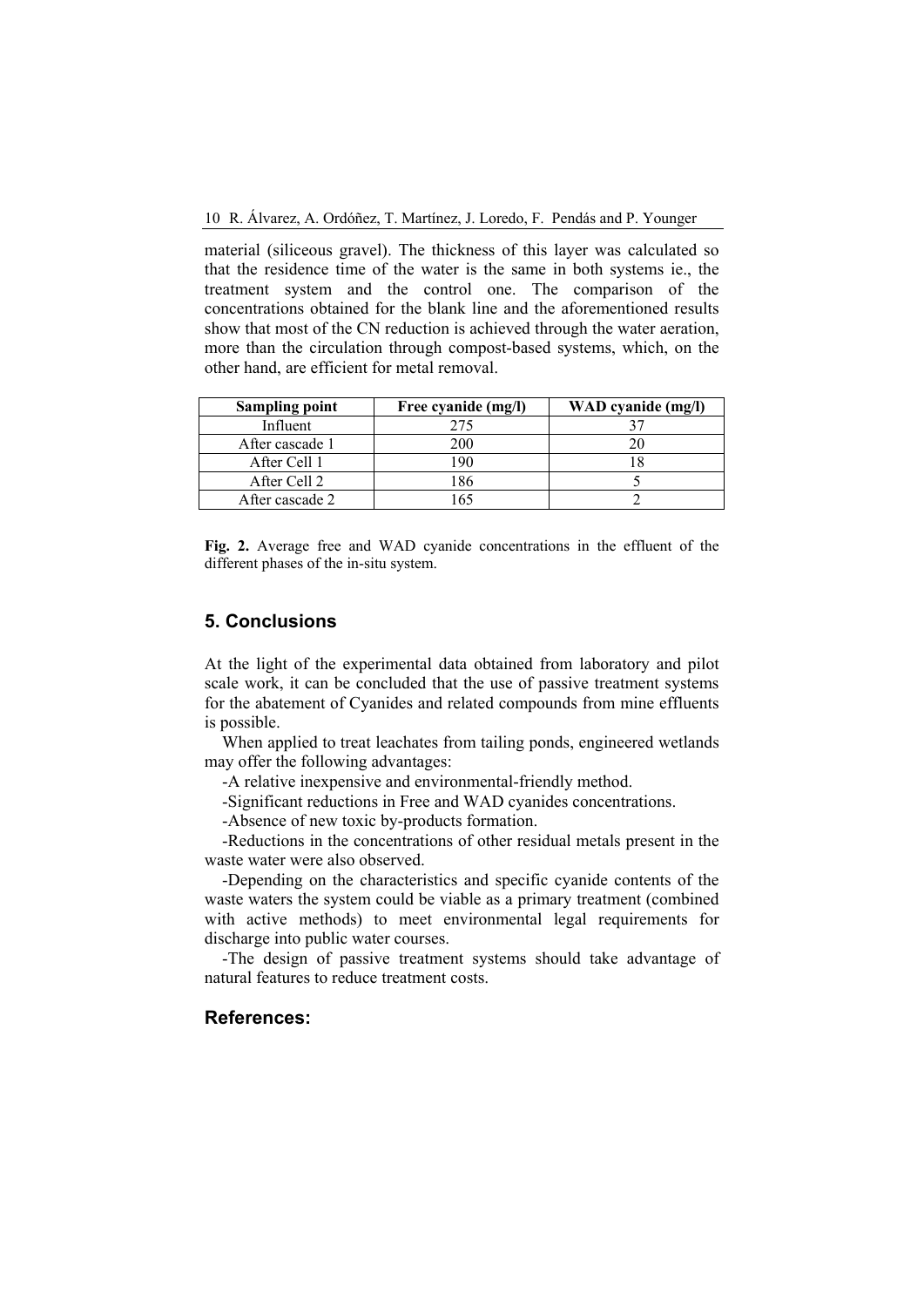material (siliceous gravel). The thickness of this layer was calculated so that the residence time of the water is the same in both systems ie., the treatment system and the control one. The comparison of the concentrations obtained for the blank line and the aforementioned results show that most of the CN reduction is achieved through the water aeration, more than the circulation through compost-based systems, which, on the other hand, are efficient for metal removal.

| Sampling point | Free cyanide (mg/l) | WAD cyanide (mg/l) |
|---|---|---|
| Influent | 275 | 37 |
| After cascade 1 | 200 | 20 |
| After Cell 1 | 190 | 18 |
| After Cell 2 | 186 | 5 |
| After cascade 2 | 165 | 2 |

**Fig. 2.** Average free and WAD cyanide concentrations in the effluent of the different phases of the in-situ system.

## 5. Conclusions

At the light of the experimental data obtained from laboratory and pilot scale work, it can be concluded that the use of passive treatment systems for the abatement of Cyanides and related compounds from mine effluents is possible.

When applied to treat leachates from tailing ponds, engineered wetlands may offer the following advantages:

-A relative inexpensive and environmental-friendly method.

-Significant reductions in Free and WAD cyanides concentrations.

-Absence of new toxic by-products formation.

-Reductions in the concentrations of other residual metals present in the waste water were also observed.

-Depending on the characteristics and specific cyanide contents of the waste waters the system could be viable as a primary treatment (combined with active methods) to meet environmental legal requirements for discharge into public water courses.

-The design of passive treatment systems should take advantage of natural features to reduce treatment costs.

## References: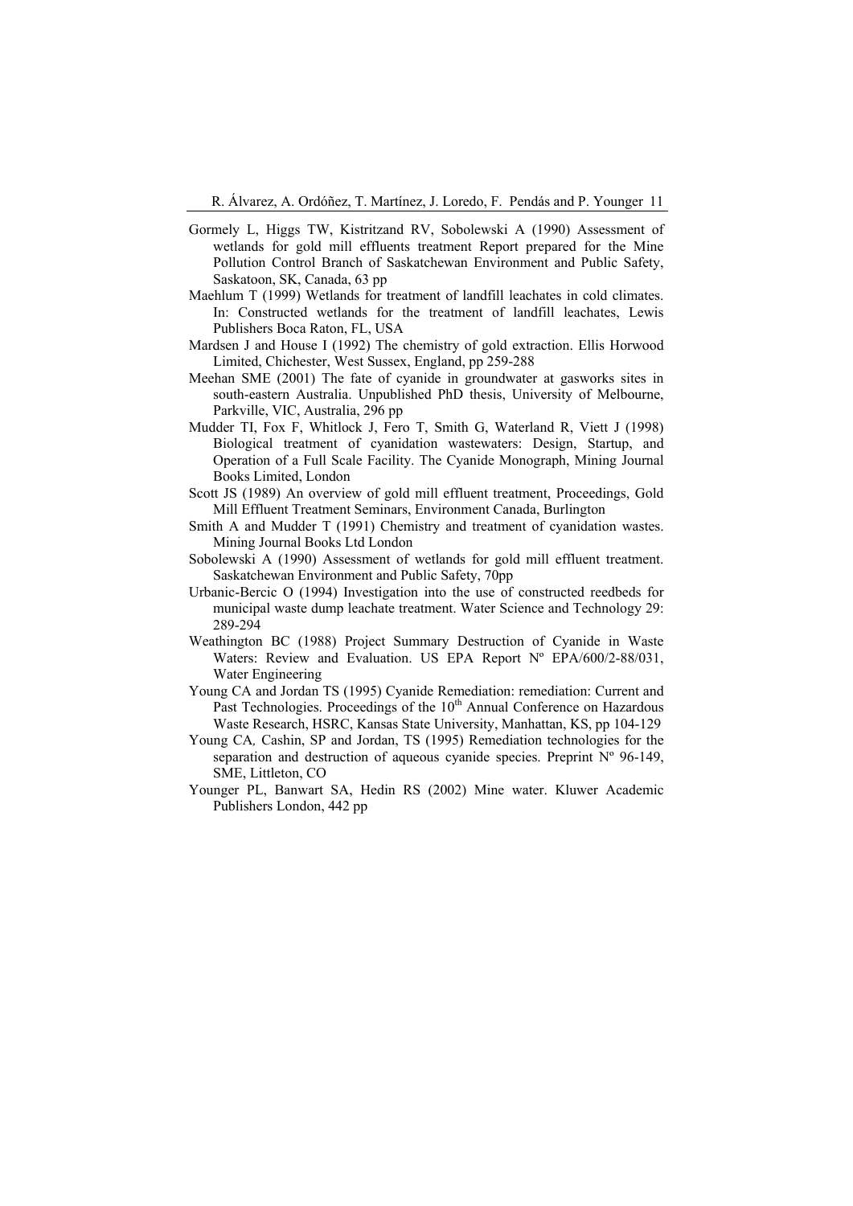Gormely L, Higgs TW, Kistritzand RV, Sobolewski A (1990) Assessment of wetlands for gold mill effluents treatment Report prepared for the Mine Pollution Control Branch of Saskatchewan Environment and Public Safety, Saskatoon, SK, Canada, 63 pp

Maehlum T (1999) Wetlands for treatment of landfill leachates in cold climates. In: Constructed wetlands for the treatment of landfill leachates, Lewis Publishers Boca Raton, FL, USA

Mardsen J and House I (1992) The chemistry of gold extraction. Ellis Horwood Limited, Chichester, West Sussex, England, pp 259-288

Meehan SME (2001) The fate of cyanide in groundwater at gasworks sites in south-eastern Australia. Unpublished PhD thesis, University of Melbourne, Parkville, VIC, Australia, 296 pp

Mudder TI, Fox F, Whitlock J, Fero T, Smith G, Waterland R, Viett J (1998) Biological treatment of cyanidation wastewaters: Design, Startup, and Operation of a Full Scale Facility. The Cyanide Monograph, Mining Journal Books Limited, London

Scott JS (1989) An overview of gold mill effluent treatment, Proceedings, Gold Mill Effluent Treatment Seminars, Environment Canada, Burlington

Smith A and Mudder T (1991) Chemistry and treatment of cyanidation wastes. Mining Journal Books Ltd London

Sobolewski A (1990) Assessment of wetlands for gold mill effluent treatment. Saskatchewan Environment and Public Safety, 70pp

Urbanic-Bercic O (1994) Investigation into the use of constructed reedbeds for municipal waste dump leachate treatment. Water Science and Technology 29: 289-294

Weathington BC (1988) Project Summary Destruction of Cyanide in Waste Waters: Review and Evaluation. US EPA Report Nº EPA/600/2-88/031, Water Engineering

Young CA and Jordan TS (1995) Cyanide Remediation: remediation: Current and Past Technologies. Proceedings of the 10th Annual Conference on Hazardous Waste Research, HSRC, Kansas State University, Manhattan, KS, pp 104-129

Young CA, Cashin, SP and Jordan, TS (1995) Remediation technologies for the separation and destruction of aqueous cyanide species. Preprint Nº 96-149, SME, Littleton, CO

Younger PL, Banwart SA, Hedin RS (2002) Mine water. Kluwer Academic Publishers London, 442 pp